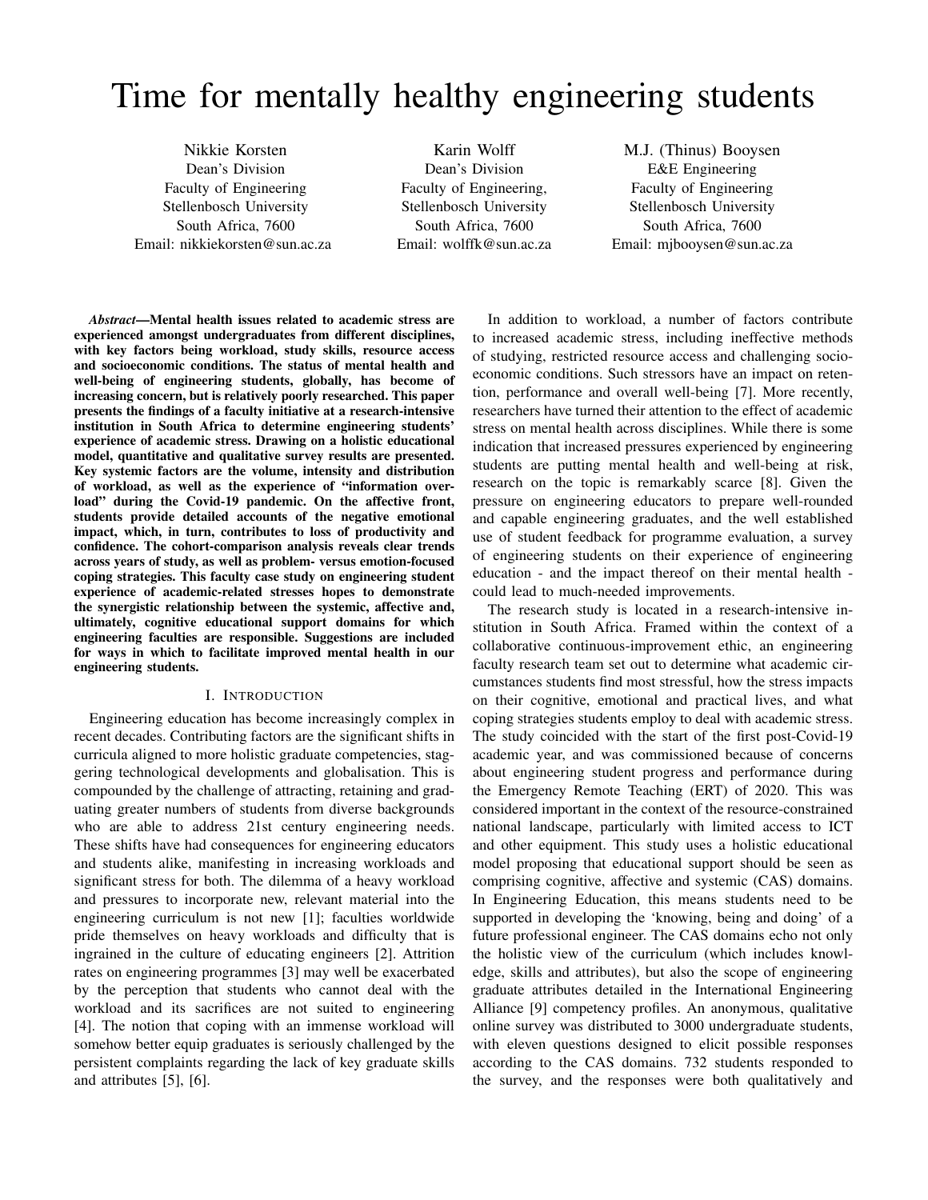# Time for mentally healthy engineering students

Nikkie Korsten
Dean's Division
Faculty of Engineering
Stellenbosch University
South Africa, 7600
Email: nikkiekorsten@sun.ac.za

Karin Wolff
Dean's Division
Faculty of Engineering,
Stellenbosch University
South Africa, 7600
Email: wolffk@sun.ac.za

M.J. (Thinus) Booysen
E&E Engineering
Faculty of Engineering
Stellenbosch University
South Africa, 7600
Email: mjbooysen@sun.ac.za

***Abstract*—Mental health issues related to academic stress are experienced amongst undergraduates from different disciplines, with key factors being workload, study skills, resource access and socioeconomic conditions. The status of mental health and well-being of engineering students, globally, has become of increasing concern, but is relatively poorly researched. This paper presents the findings of a faculty initiative at a research-intensive institution in South Africa to determine engineering students' experience of academic stress. Drawing on a holistic educational model, quantitative and qualitative survey results are presented. Key systemic factors are the volume, intensity and distribution of workload, as well as the experience of "information overload" during the Covid-19 pandemic. On the affective front, students provide detailed accounts of the negative emotional impact, which, in turn, contributes to loss of productivity and confidence. The cohort-comparison analysis reveals clear trends across years of study, as well as problem- versus emotion-focused coping strategies. This faculty case study on engineering student experience of academic-related stresses hopes to demonstrate the synergistic relationship between the systemic, affective and, ultimately, cognitive educational support domains for which engineering faculties are responsible. Suggestions are included for ways in which to facilitate improved mental health in our engineering students.**

## I. Introduction

Engineering education has become increasingly complex in recent decades. Contributing factors are the significant shifts in curricula aligned to more holistic graduate competencies, staggering technological developments and globalisation. This is compounded by the challenge of attracting, retaining and graduating greater numbers of students from diverse backgrounds who are able to address 21st century engineering needs. These shifts have had consequences for engineering educators and students alike, manifesting in increasing workloads and significant stress for both. The dilemma of a heavy workload and pressures to incorporate new, relevant material into the engineering curriculum is not new [1]; faculties worldwide pride themselves on heavy workloads and difficulty that is ingrained in the culture of educating engineers [2]. Attrition rates on engineering programmes [3] may well be exacerbated by the perception that students who cannot deal with the workload and its sacrifices are not suited to engineering [4]. The notion that coping with an immense workload will somehow better equip graduates is seriously challenged by the persistent complaints regarding the lack of key graduate skills and attributes [5], [6].

In addition to workload, a number of factors contribute to increased academic stress, including ineffective methods of studying, restricted resource access and challenging socioeconomic conditions. Such stressors have an impact on retention, performance and overall well-being [7]. More recently, researchers have turned their attention to the effect of academic stress on mental health across disciplines. While there is some indication that increased pressures experienced by engineering students are putting mental health and well-being at risk, research on the topic is remarkably scarce [8]. Given the pressure on engineering educators to prepare well-rounded and capable engineering graduates, and the well established use of student feedback for programme evaluation, a survey of engineering students on their experience of engineering education - and the impact thereof on their mental health - could lead to much-needed improvements.

The research study is located in a research-intensive institution in South Africa. Framed within the context of a collaborative continuous-improvement ethic, an engineering faculty research team set out to determine what academic circumstances students find most stressful, how the stress impacts on their cognitive, emotional and practical lives, and what coping strategies students employ to deal with academic stress. The study coincided with the start of the first post-Covid-19 academic year, and was commissioned because of concerns about engineering student progress and performance during the Emergency Remote Teaching (ERT) of 2020. This was considered important in the context of the resource-constrained national landscape, particularly with limited access to ICT and other equipment. This study uses a holistic educational model proposing that educational support should be seen as comprising cognitive, affective and systemic (CAS) domains. In Engineering Education, this means students need to be supported in developing the 'knowing, being and doing' of a future professional engineer. The CAS domains echo not only the holistic view of the curriculum (which includes knowledge, skills and attributes), but also the scope of engineering graduate attributes detailed in the International Engineering Alliance [9] competency profiles. An anonymous, qualitative online survey was distributed to 3000 undergraduate students, with eleven questions designed to elicit possible responses according to the CAS domains. 732 students responded to the survey, and the responses were both qualitatively and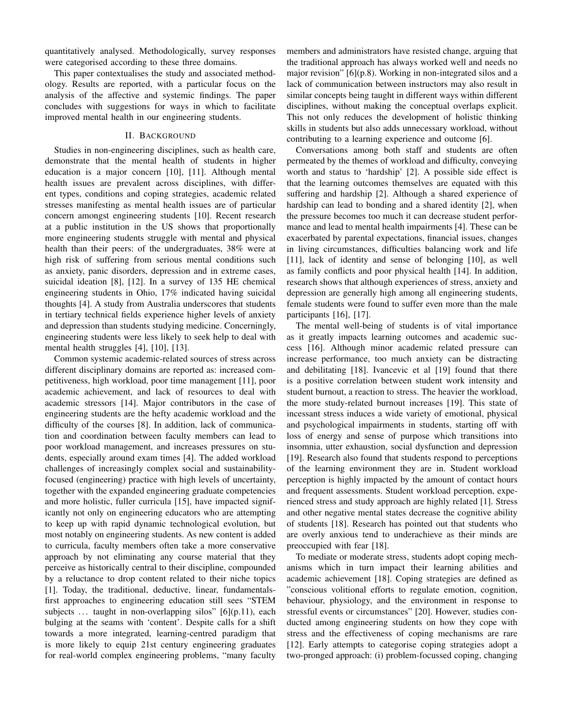quantitatively analysed. Methodologically, survey responses were categorised according to these three domains.

This paper contextualises the study and associated methodology. Results are reported, with a particular focus on the analysis of the affective and systemic findings. The paper concludes with suggestions for ways in which to facilitate improved mental health in our engineering students.

## II. Background

Studies in non-engineering disciplines, such as health care, demonstrate that the mental health of students in higher education is a major concern [10], [11]. Although mental health issues are prevalent across disciplines, with different types, conditions and coping strategies, academic related stresses manifesting as mental health issues are of particular concern amongst engineering students [10]. Recent research at a public institution in the US shows that proportionally more engineering students struggle with mental and physical health than their peers: of the undergraduates, 38% were at high risk of suffering from serious mental conditions such as anxiety, panic disorders, depression and in extreme cases, suicidal ideation [8], [12]. In a survey of 135 HE chemical engineering students in Ohio, 17% indicated having suicidal thoughts [4]. A study from Australia underscores that students in tertiary technical fields experience higher levels of anxiety and depression than students studying medicine. Concerningly, engineering students were less likely to seek help to deal with mental health struggles [4], [10], [13].

Common systemic academic-related sources of stress across different disciplinary domains are reported as: increased competitiveness, high workload, poor time management [11], poor academic achievement, and lack of resources to deal with academic stressors [14]. Major contributors in the case of engineering students are the hefty academic workload and the difficulty of the courses [8]. In addition, lack of communication and coordination between faculty members can lead to poor workload management, and increases pressures on students, especially around exam times [4]. The added workload challenges of increasingly complex social and sustainability-focused (engineering) practice with high levels of uncertainty, together with the expanded engineering graduate competencies and more holistic, fuller curricula [15], have impacted significantly not only on engineering educators who are attempting to keep up with rapid dynamic technological evolution, but most notably on engineering students. As new content is added to curricula, faculty members often take a more conservative approach by not eliminating any course material that they perceive as historically central to their discipline, compounded by a reluctance to drop content related to their niche topics [1]. Today, the traditional, deductive, linear, fundamentals-first approaches to engineering education still sees "STEM subjects … taught in non-overlapping silos" [6](p.11), each bulging at the seams with 'content'. Despite calls for a shift towards a more integrated, learning-centred paradigm that is more likely to equip 21st century engineering graduates for real-world complex engineering problems, "many faculty members and administrators have resisted change, arguing that the traditional approach has always worked well and needs no major revision" [6](p.8). Working in non-integrated silos and a lack of communication between instructors may also result in similar concepts being taught in different ways within different disciplines, without making the conceptual overlaps explicit. This not only reduces the development of holistic thinking skills in students but also adds unnecessary workload, without contributing to a learning experience and outcome [6].

Conversations among both staff and students are often permeated by the themes of workload and difficulty, conveying worth and status to 'hardship' [2]. A possible side effect is that the learning outcomes themselves are equated with this suffering and hardship [2]. Although a shared experience of hardship can lead to bonding and a shared identity [2], when the pressure becomes too much it can decrease student performance and lead to mental health impairments [4]. These can be exacerbated by parental expectations, financial issues, changes in living circumstances, difficulties balancing work and life [11], lack of identity and sense of belonging [10], as well as family conflicts and poor physical health [14]. In addition, research shows that although experiences of stress, anxiety and depression are generally high among all engineering students, female students were found to suffer even more than the male participants [16], [17].

The mental well-being of students is of vital importance as it greatly impacts learning outcomes and academic success [16]. Although minor academic related pressure can increase performance, too much anxiety can be distracting and debilitating [18]. Ivancevic et al [19] found that there is a positive correlation between student work intensity and student burnout, a reaction to stress. The heavier the workload, the more study-related burnout increases [19]. This state of incessant stress induces a wide variety of emotional, physical and psychological impairments in students, starting off with loss of energy and sense of purpose which transitions into insomnia, utter exhaustion, social dysfunction and depression [19]. Research also found that students respond to perceptions of the learning environment they are in. Student workload perception is highly impacted by the amount of contact hours and frequent assessments. Student workload perception, experienced stress and study approach are highly related [1]. Stress and other negative mental states decrease the cognitive ability of students [18]. Research has pointed out that students who are overly anxious tend to underachieve as their minds are preoccupied with fear [18].

To mediate or moderate stress, students adopt coping mechanisms which in turn impact their learning abilities and academic achievement [18]. Coping strategies are defined as "conscious volitional efforts to regulate emotion, cognition, behaviour, physiology, and the environment in response to stressful events or circumstances" [20]. However, studies conducted among engineering students on how they cope with stress and the effectiveness of coping mechanisms are rare [12]. Early attempts to categorise coping strategies adopt a two-pronged approach: (i) problem-focussed coping, changing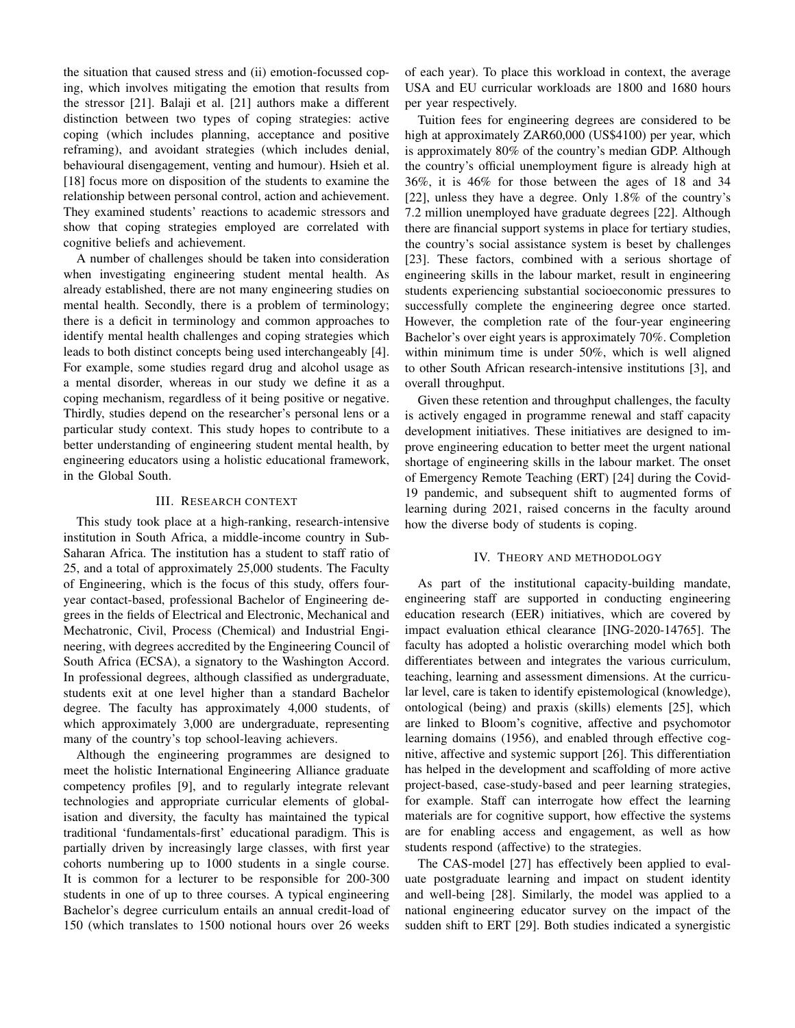the situation that caused stress and (ii) emotion-focussed coping, which involves mitigating the emotion that results from the stressor [21]. Balaji et al. [21] authors make a different distinction between two types of coping strategies: active coping (which includes planning, acceptance and positive reframing), and avoidant strategies (which includes denial, behavioural disengagement, venting and humour). Hsieh et al. [18] focus more on disposition of the students to examine the relationship between personal control, action and achievement. They examined students' reactions to academic stressors and show that coping strategies employed are correlated with cognitive beliefs and achievement.

A number of challenges should be taken into consideration when investigating engineering student mental health. As already established, there are not many engineering studies on mental health. Secondly, there is a problem of terminology; there is a deficit in terminology and common approaches to identify mental health challenges and coping strategies which leads to both distinct concepts being used interchangeably [4]. For example, some studies regard drug and alcohol usage as a mental disorder, whereas in our study we define it as a coping mechanism, regardless of it being positive or negative. Thirdly, studies depend on the researcher's personal lens or a particular study context. This study hopes to contribute to a better understanding of engineering student mental health, by engineering educators using a holistic educational framework, in the Global South.

## III. Research context

This study took place at a high-ranking, research-intensive institution in South Africa, a middle-income country in Sub-Saharan Africa. The institution has a student to staff ratio of 25, and a total of approximately 25,000 students. The Faculty of Engineering, which is the focus of this study, offers four-year contact-based, professional Bachelor of Engineering degrees in the fields of Electrical and Electronic, Mechanical and Mechatronic, Civil, Process (Chemical) and Industrial Engineering, with degrees accredited by the Engineering Council of South Africa (ECSA), a signatory to the Washington Accord. In professional degrees, although classified as undergraduate, students exit at one level higher than a standard Bachelor degree. The faculty has approximately 4,000 students, of which approximately 3,000 are undergraduate, representing many of the country's top school-leaving achievers.

Although the engineering programmes are designed to meet the holistic International Engineering Alliance graduate competency profiles [9], and to regularly integrate relevant technologies and appropriate curricular elements of globalisation and diversity, the faculty has maintained the typical traditional 'fundamentals-first' educational paradigm. This is partially driven by increasingly large classes, with first year cohorts numbering up to 1000 students in a single course. It is common for a lecturer to be responsible for 200-300 students in one of up to three courses. A typical engineering Bachelor's degree curriculum entails an annual credit-load of 150 (which translates to 1500 notional hours over 26 weeks of each year). To place this workload in context, the average USA and EU curricular workloads are 1800 and 1680 hours per year respectively.

Tuition fees for engineering degrees are considered to be high at approximately ZAR60,000 (US$4100) per year, which is approximately 80% of the country's median GDP. Although the country's official unemployment figure is already high at 36%, it is 46% for those between the ages of 18 and 34 [22], unless they have a degree. Only 1.8% of the country's 7.2 million unemployed have graduate degrees [22]. Although there are financial support systems in place for tertiary studies, the country's social assistance system is beset by challenges [23]. These factors, combined with a serious shortage of engineering skills in the labour market, result in engineering students experiencing substantial socioeconomic pressures to successfully complete the engineering degree once started. However, the completion rate of the four-year engineering Bachelor's over eight years is approximately 70%. Completion within minimum time is under 50%, which is well aligned to other South African research-intensive institutions [3], and overall throughput.

Given these retention and throughput challenges, the faculty is actively engaged in programme renewal and staff capacity development initiatives. These initiatives are designed to improve engineering education to better meet the urgent national shortage of engineering skills in the labour market. The onset of Emergency Remote Teaching (ERT) [24] during the Covid-19 pandemic, and subsequent shift to augmented forms of learning during 2021, raised concerns in the faculty around how the diverse body of students is coping.

## IV. Theory and methodology

As part of the institutional capacity-building mandate, engineering staff are supported in conducting engineering education research (EER) initiatives, which are covered by impact evaluation ethical clearance [ING-2020-14765]. The faculty has adopted a holistic overarching model which both differentiates between and integrates the various curriculum, teaching, learning and assessment dimensions. At the curricular level, care is taken to identify epistemological (knowledge), ontological (being) and praxis (skills) elements [25], which are linked to Bloom's cognitive, affective and psychomotor learning domains (1956), and enabled through effective cognitive, affective and systemic support [26]. This differentiation has helped in the development and scaffolding of more active project-based, case-study-based and peer learning strategies, for example. Staff can interrogate how effect the learning materials are for cognitive support, how effective the systems are for enabling access and engagement, as well as how students respond (affective) to the strategies.

The CAS-model [27] has effectively been applied to evaluate postgraduate learning and impact on student identity and well-being [28]. Similarly, the model was applied to a national engineering educator survey on the impact of the sudden shift to ERT [29]. Both studies indicated a synergistic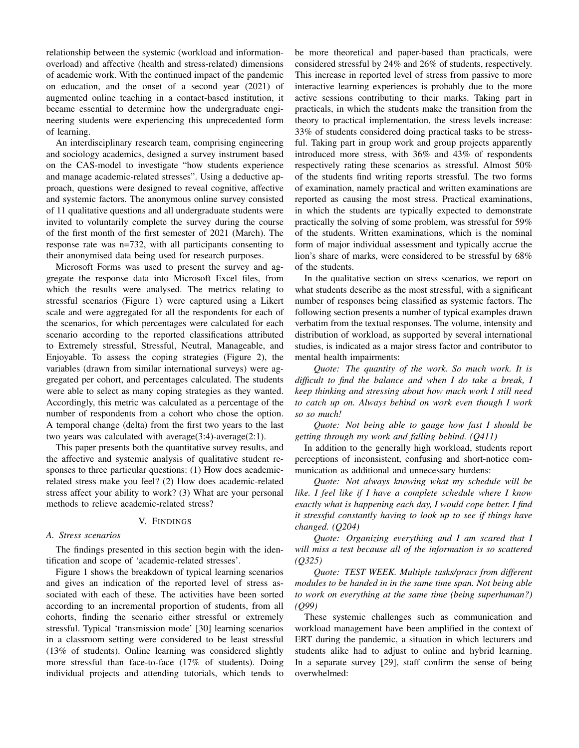relationship between the systemic (workload and information-overload) and affective (health and stress-related) dimensions of academic work. With the continued impact of the pandemic on education, and the onset of a second year (2021) of augmented online teaching in a contact-based institution, it became essential to determine how the undergraduate engineering students were experiencing this unprecedented form of learning.

An interdisciplinary research team, comprising engineering and sociology academics, designed a survey instrument based on the CAS-model to investigate "how students experience and manage academic-related stresses". Using a deductive approach, questions were designed to reveal cognitive, affective and systemic factors. The anonymous online survey consisted of 11 qualitative questions and all undergraduate students were invited to voluntarily complete the survey during the course of the first month of the first semester of 2021 (March). The response rate was n=732, with all participants consenting to their anonymised data being used for research purposes.

Microsoft Forms was used to present the survey and aggregate the response data into Microsoft Excel files, from which the results were analysed. The metrics relating to stressful scenarios (Figure 1) were captured using a Likert scale and were aggregated for all the respondents for each of the scenarios, for which percentages were calculated for each scenario according to the reported classifications attributed to Extremely stressful, Stressful, Neutral, Manageable, and Enjoyable. To assess the coping strategies (Figure 2), the variables (drawn from similar international surveys) were aggregated per cohort, and percentages calculated. The students were able to select as many coping strategies as they wanted. Accordingly, this metric was calculated as a percentage of the number of respondents from a cohort who chose the option. A temporal change (delta) from the first two years to the last two years was calculated with average(3:4)-average(2:1).

This paper presents both the quantitative survey results, and the affective and systemic analysis of qualitative student responses to three particular questions: (1) How does academic-related stress make you feel? (2) How does academic-related stress affect your ability to work? (3) What are your personal methods to relieve academic-related stress?

## V. Findings

### A. Stress scenarios

The findings presented in this section begin with the identification and scope of 'academic-related stresses'.

Figure 1 shows the breakdown of typical learning scenarios and gives an indication of the reported level of stress associated with each of these. The activities have been sorted according to an incremental proportion of students, from all cohorts, finding the scenario either stressful or extremely stressful. Typical 'transmission mode' [30] learning scenarios in a classroom setting were considered to be least stressful (13% of students). Online learning was considered slightly more stressful than face-to-face (17% of students). Doing individual projects and attending tutorials, which tends to be more theoretical and paper-based than practicals, were considered stressful by 24% and 26% of students, respectively. This increase in reported level of stress from passive to more interactive learning experiences is probably due to the more active sessions contributing to their marks. Taking part in practicals, in which the students make the transition from the theory to practical implementation, the stress levels increase: 33% of students considered doing practical tasks to be stressful. Taking part in group work and group projects apparently introduced more stress, with 36% and 43% of respondents respectively rating these scenarios as stressful. Almost 50% of the students find writing reports stressful. The two forms of examination, namely practical and written examinations are reported as causing the most stress. Practical examinations, in which the students are typically expected to demonstrate practically the solving of some problem, was stressful for 59% of the students. Written examinations, which is the nominal form of major individual assessment and typically accrue the lion's share of marks, were considered to be stressful by 68% of the students.

In the qualitative section on stress scenarios, we report on what students describe as the most stressful, with a significant number of responses being classified as systemic factors. The following section presents a number of typical examples drawn verbatim from the textual responses. The volume, intensity and distribution of workload, as supported by several international studies, is indicated as a major stress factor and contributor to mental health impairments:

*Quote: The quantity of the work. So much work. It is difficult to find the balance and when I do take a break, I keep thinking and stressing about how much work I still need to catch up on. Always behind on work even though I work so so much!*

*Quote: Not being able to gauge how fast I should be getting through my work and falling behind. (Q411)*

In addition to the generally high workload, students report perceptions of inconsistent, confusing and short-notice communication as additional and unnecessary burdens:

*Quote: Not always knowing what my schedule will be like. I feel like if I have a complete schedule where I know exactly what is happening each day, I would cope better. I find it stressful constantly having to look up to see if things have changed. (Q204)*

*Quote: Organizing everything and I am scared that I will miss a test because all of the information is so scattered (Q325)*

*Quote: TEST WEEK. Multiple tasks/pracs from different modules to be handed in in the same time span. Not being able to work on everything at the same time (being superhuman?) (Q99)*

These systemic challenges such as communication and workload management have been amplified in the context of ERT during the pandemic, a situation in which lecturers and students alike had to adjust to online and hybrid learning. In a separate survey [29], staff confirm the sense of being overwhelmed: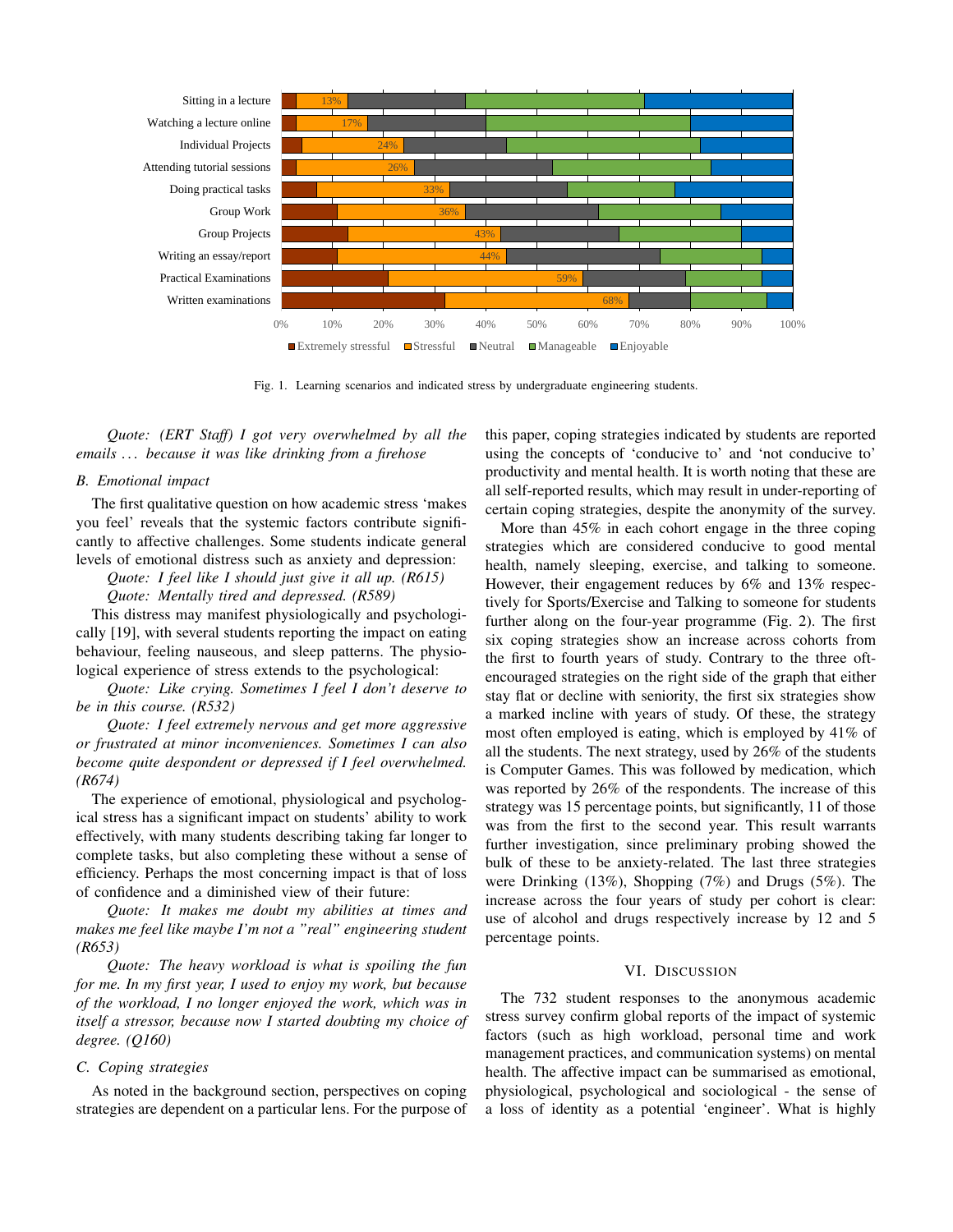Fig. 1. Learning scenarios and indicated stress by undergraduate engineering students.

*Quote: (ERT Staff) I got very overwhelmed by all the emails ... because it was like drinking from a firehose*

### B. Emotional impact

The first qualitative question on how academic stress 'makes you feel' reveals that the systemic factors contribute significantly to affective challenges. Some students indicate general levels of emotional distress such as anxiety and depression:

*Quote: I feel like I should just give it all up. (R615)*

*Quote: Mentally tired and depressed. (R589)*

This distress may manifest physiologically and psychologically [19], with several students reporting the impact on eating behaviour, feeling nauseous, and sleep patterns. The physiological experience of stress extends to the psychological:

*Quote: Like crying. Sometimes I feel I don't deserve to be in this course. (R532)*

*Quote: I feel extremely nervous and get more aggressive or frustrated at minor inconveniences. Sometimes I can also become quite despondent or depressed if I feel overwhelmed. (R674)*

The experience of emotional, physiological and psychological stress has a significant impact on students' ability to work effectively, with many students describing taking far longer to complete tasks, but also completing these without a sense of efficiency. Perhaps the most concerning impact is that of loss of confidence and a diminished view of their future:

*Quote: It makes me doubt my abilities at times and makes me feel like maybe I'm not a "real" engineering student (R653)*

*Quote: The heavy workload is what is spoiling the fun for me. In my first year, I used to enjoy my work, but because of the workload, I no longer enjoyed the work, which was in itself a stressor, because now I started doubting my choice of degree. (Q160)*

### C. Coping strategies

As noted in the background section, perspectives on coping strategies are dependent on a particular lens. For the purpose of this paper, coping strategies indicated by students are reported using the concepts of 'conducive to' and 'not conducive to' productivity and mental health. It is worth noting that these are all self-reported results, which may result in under-reporting of certain coping strategies, despite the anonymity of the survey.

More than 45% in each cohort engage in the three coping strategies which are considered conducive to good mental health, namely sleeping, exercise, and talking to someone. However, their engagement reduces by 6% and 13% respectively for Sports/Exercise and Talking to someone for students further along on the four-year programme (Fig. 2). The first six coping strategies show an increase across cohorts from the first to fourth years of study. Contrary to the three oft-encouraged strategies on the right side of the graph that either stay flat or decline with seniority, the first six strategies show a marked incline with years of study. Of these, the strategy most often employed is eating, which is employed by 41% of all the students. The next strategy, used by 26% of the students is Computer Games. This was followed by medication, which was reported by 26% of the respondents. The increase of this strategy was 15 percentage points, but significantly, 11 of those was from the first to the second year. This result warrants further investigation, since preliminary probing showed the bulk of these to be anxiety-related. The last three strategies were Drinking (13%), Shopping (7%) and Drugs (5%). The increase across the four years of study per cohort is clear: use of alcohol and drugs respectively increase by 12 and 5 percentage points.

## VI. Discussion

The 732 student responses to the anonymous academic stress survey confirm global reports of the impact of systemic factors (such as high workload, personal time and work management practices, and communication systems) on mental health. The affective impact can be summarised as emotional, physiological, psychological and sociological - the sense of a loss of identity as a potential 'engineer'. What is highly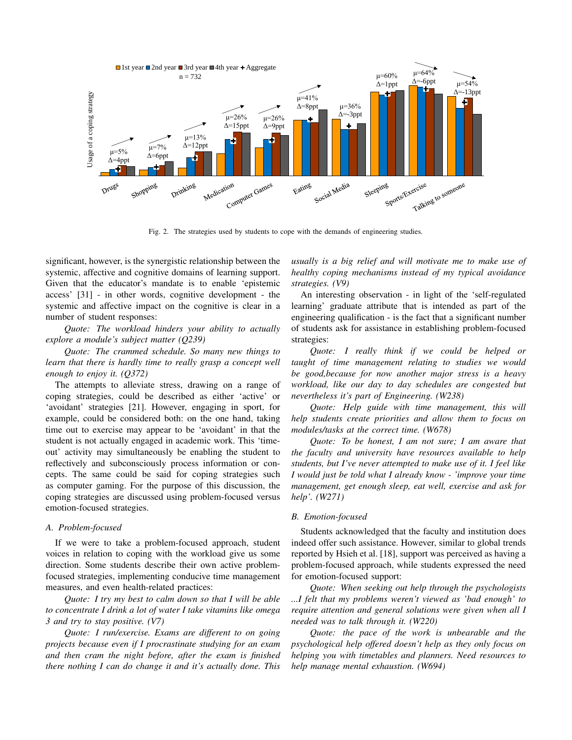Fig. 2. The strategies used by students to cope with the demands of engineering studies.

significant, however, is the synergistic relationship between the systemic, affective and cognitive domains of learning support. Given that the educator's mandate is to enable 'epistemic access' [31] - in other words, cognitive development - the systemic and affective impact on the cognitive is clear in a number of student responses:

*Quote: The workload hinders your ability to actually explore a module's subject matter (Q239)*

*Quote: The crammed schedule. So many new things to learn that there is hardly time to really grasp a concept well enough to enjoy it. (Q372)*

The attempts to alleviate stress, drawing on a range of coping strategies, could be described as either 'active' or 'avoidant' strategies [21]. However, engaging in sport, for example, could be considered both: on the one hand, taking time out to exercise may appear to be 'avoidant' in that the student is not actually engaged in academic work. This 'time-out' activity may simultaneously be enabling the student to reflectively and subconsciously process information or concepts. The same could be said for coping strategies such as computer gaming. For the purpose of this discussion, the coping strategies are discussed using problem-focused versus emotion-focused strategies.

### A. Problem-focused

If we were to take a problem-focused approach, student voices in relation to coping with the workload give us some direction. Some students describe their own active problem-focused strategies, implementing conducive time management measures, and even health-related practices:

*Quote: I try my best to calm down so that I will be able to concentrate I drink a lot of water I take vitamins like omega 3 and try to stay positive. (V7)*

*Quote: I run/exercise. Exams are different to on going projects because even if I procrastinate studying for an exam and then cram the night before, after the exam is finished there nothing I can do change it and it's actually done. This usually is a big relief and will motivate me to make use of healthy coping mechanisms instead of my typical avoidance strategies. (V9)*

An interesting observation - in light of the 'self-regulated learning' graduate attribute that is intended as part of the engineering qualification - is the fact that a significant number of students ask for assistance in establishing problem-focused strategies:

*Quote: I really think if we could be helped or taught of time management relating to studies we would be good,because for now another major stress is a heavy workload, like our day to day schedules are congested but nevertheless it's part of Engineering. (W238)*

*Quote: Help guide with time management, this will help students create priorities and allow them to focus on modules/tasks at the correct time. (W678)*

*Quote: To be honest, I am not sure; I am aware that the faculty and university have resources available to help students, but I've never attempted to make use of it. I feel like I would just be told what I already know - 'improve your time management, get enough sleep, eat well, exercise and ask for help'. (W271)*

### B. Emotion-focused

Students acknowledged that the faculty and institution does indeed offer such assistance. However, similar to global trends reported by Hsieh et al. [18], support was perceived as having a problem-focused approach, while students expressed the need for emotion-focused support:

*Quote: When seeking out help through the psychologists ...I felt that my problems weren't viewed as 'bad enough' to require attention and general solutions were given when all I needed was to talk through it. (W220)*

*Quote: the pace of the work is unbearable and the psychological help offered doesn't help as they only focus on helping you with timetables and planners. Need resources to help manage mental exhaustion. (W694)*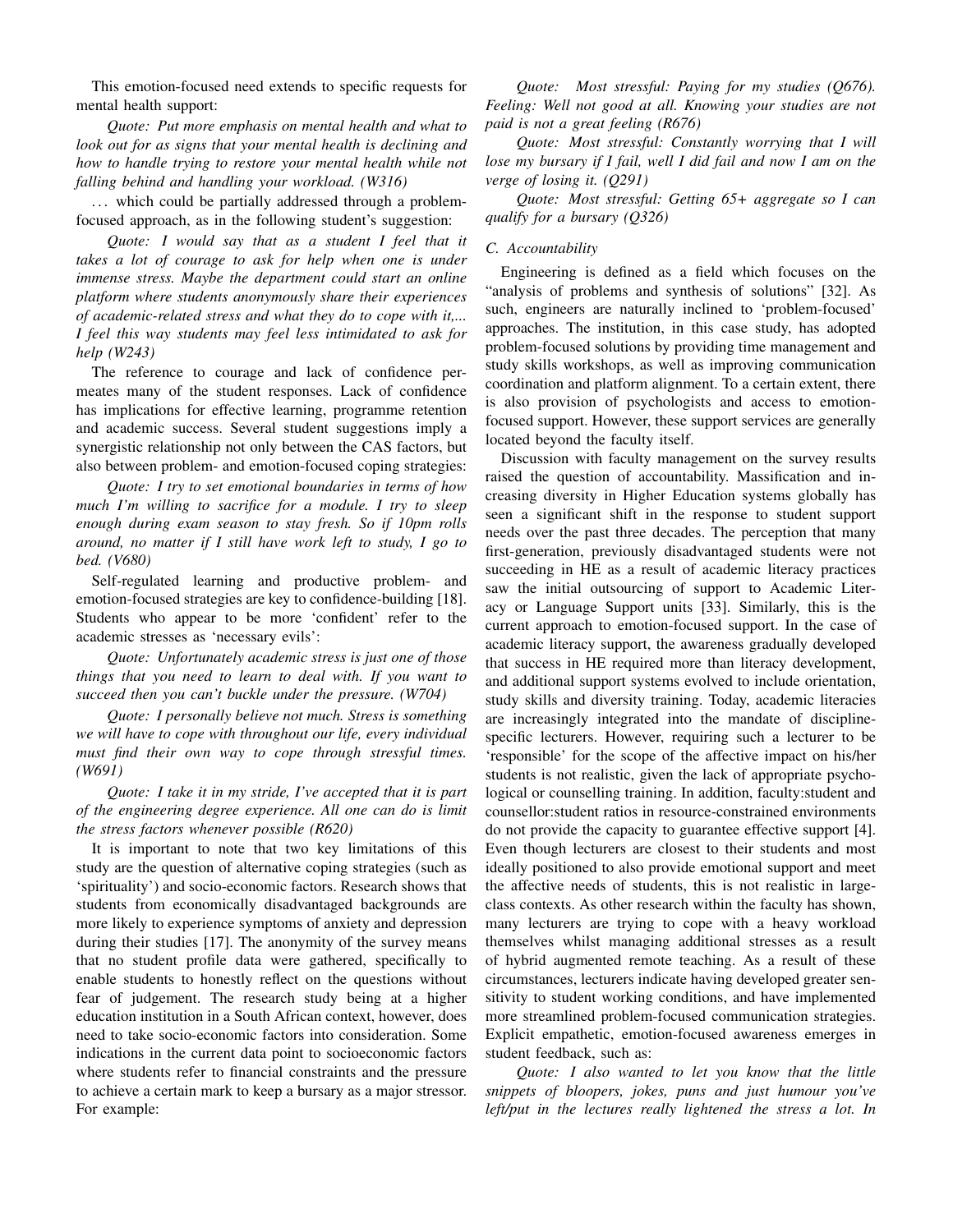This emotion-focused need extends to specific requests for mental health support:

*Quote: Put more emphasis on mental health and what to look out for as signs that your mental health is declining and how to handle trying to restore your mental health while not falling behind and handling your workload. (W316)*

... which could be partially addressed through a problem-focused approach, as in the following student's suggestion:

*Quote: I would say that as a student I feel that it takes a lot of courage to ask for help when one is under immense stress. Maybe the department could start an online platform where students anonymously share their experiences of academic-related stress and what they do to cope with it,... I feel this way students may feel less intimidated to ask for help (W243)*

The reference to courage and lack of confidence permeates many of the student responses. Lack of confidence has implications for effective learning, programme retention and academic success. Several student suggestions imply a synergistic relationship not only between the CAS factors, but also between problem- and emotion-focused coping strategies:

*Quote: I try to set emotional boundaries in terms of how much I'm willing to sacrifice for a module. I try to sleep enough during exam season to stay fresh. So if 10pm rolls around, no matter if I still have work left to study, I go to bed. (V680)*

Self-regulated learning and productive problem- and emotion-focused strategies are key to confidence-building [18]. Students who appear to be more 'confident' refer to the academic stresses as 'necessary evils':

*Quote: Unfortunately academic stress is just one of those things that you need to learn to deal with. If you want to succeed then you can't buckle under the pressure. (W704)*

*Quote: I personally believe not much. Stress is something we will have to cope with throughout our life, every individual must find their own way to cope through stressful times. (W691)*

*Quote: I take it in my stride, I've accepted that it is part of the engineering degree experience. All one can do is limit the stress factors whenever possible (R620)*

It is important to note that two key limitations of this study are the question of alternative coping strategies (such as 'spirituality') and socio-economic factors. Research shows that students from economically disadvantaged backgrounds are more likely to experience symptoms of anxiety and depression during their studies [17]. The anonymity of the survey means that no student profile data were gathered, specifically to enable students to honestly reflect on the questions without fear of judgement. The research study being at a higher education institution in a South African context, however, does need to take socio-economic factors into consideration. Some indications in the current data point to socioeconomic factors where students refer to financial constraints and the pressure to achieve a certain mark to keep a bursary as a major stressor. For example:

*Quote: Most stressful: Paying for my studies (Q676). Feeling: Well not good at all. Knowing your studies are not paid is not a great feeling (R676)*

*Quote: Most stressful: Constantly worrying that I will lose my bursary if I fail, well I did fail and now I am on the verge of losing it. (Q291)*

*Quote: Most stressful: Getting 65+ aggregate so I can qualify for a bursary (Q326)*

### C. Accountability

Engineering is defined as a field which focuses on the "analysis of problems and synthesis of solutions" [32]. As such, engineers are naturally inclined to 'problem-focused' approaches. The institution, in this case study, has adopted problem-focused solutions by providing time management and study skills workshops, as well as improving communication coordination and platform alignment. To a certain extent, there is also provision of psychologists and access to emotion-focused support. However, these support services are generally located beyond the faculty itself.

Discussion with faculty management on the survey results raised the question of accountability. Massification and increasing diversity in Higher Education systems globally has seen a significant shift in the response to student support needs over the past three decades. The perception that many first-generation, previously disadvantaged students were not succeeding in HE as a result of academic literacy practices saw the initial outsourcing of support to Academic Literacy or Language Support units [33]. Similarly, this is the current approach to emotion-focused support. In the case of academic literacy support, the awareness gradually developed that success in HE required more than literacy development, and additional support systems evolved to include orientation, study skills and diversity training. Today, academic literacies are increasingly integrated into the mandate of discipline-specific lecturers. However, requiring such a lecturer to be 'responsible' for the scope of the affective impact on his/her students is not realistic, given the lack of appropriate psychological or counselling training. In addition, faculty:student and counsellor:student ratios in resource-constrained environments do not provide the capacity to guarantee effective support [4]. Even though lecturers are closest to their students and most ideally positioned to also provide emotional support and meet the affective needs of students, this is not realistic in large-class contexts. As other research within the faculty has shown, many lecturers are trying to cope with a heavy workload themselves whilst managing additional stresses as a result of hybrid augmented remote teaching. As a result of these circumstances, lecturers indicate having developed greater sensitivity to student working conditions, and have implemented more streamlined problem-focused communication strategies. Explicit empathetic, emotion-focused awareness emerges in student feedback, such as:

*Quote: I also wanted to let you know that the little snippets of bloopers, jokes, puns and just humour you've left/put in the lectures really lightened the stress a lot. In*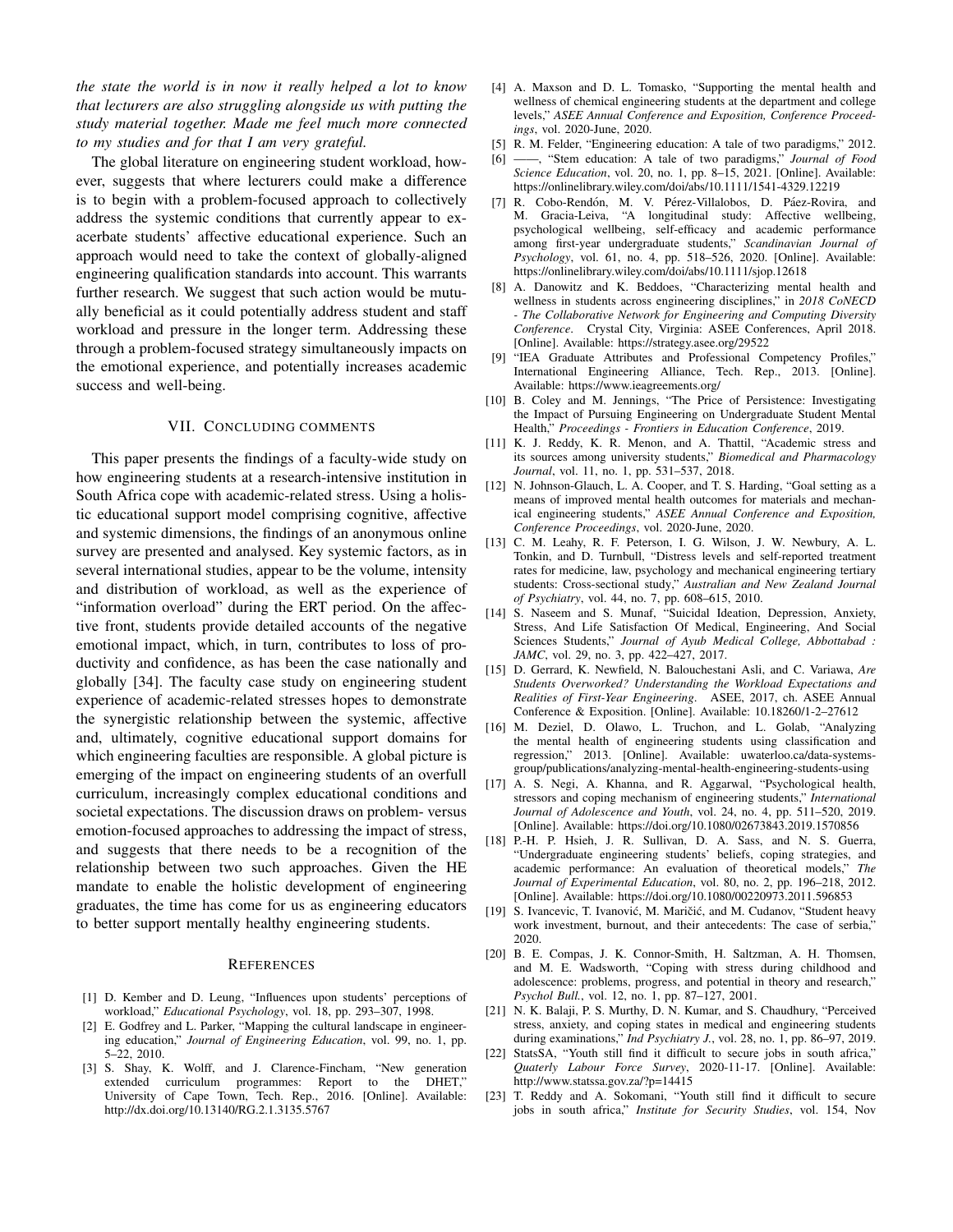*the state the world is in now it really helped a lot to know that lecturers are also struggling alongside us with putting the study material together. Made me feel much more connected to my studies and for that I am very grateful.*

The global literature on engineering student workload, however, suggests that where lecturers could make a difference is to begin with a problem-focused approach to collectively address the systemic conditions that currently appear to exacerbate students' affective educational experience. Such an approach would need to take the context of globally-aligned engineering qualification standards into account. This warrants further research. We suggest that such action would be mutually beneficial as it could potentially address student and staff workload and pressure in the longer term. Addressing these through a problem-focused strategy simultaneously impacts on the emotional experience, and potentially increases academic success and well-being.

## VII. Concluding comments

This paper presents the findings of a faculty-wide study on how engineering students at a research-intensive institution in South Africa cope with academic-related stress. Using a holistic educational support model comprising cognitive, affective and systemic dimensions, the findings of an anonymous online survey are presented and analysed. Key systemic factors, as in several international studies, appear to be the volume, intensity and distribution of workload, as well as the experience of "information overload" during the ERT period. On the affective front, students provide detailed accounts of the negative emotional impact, which, in turn, contributes to loss of productivity and confidence, as has been the case nationally and globally [34]. The faculty case study on engineering student experience of academic-related stresses hopes to demonstrate the synergistic relationship between the systemic, affective and, ultimately, cognitive educational support domains for which engineering faculties are responsible. A global picture is emerging of the impact on engineering students of an overfull curriculum, increasingly complex educational conditions and societal expectations. The discussion draws on problem- versus emotion-focused approaches to addressing the impact of stress, and suggests that there needs to be a recognition of the relationship between two such approaches. Given the HE mandate to enable the holistic development of engineering graduates, the time has come for us as engineering educators to better support mentally healthy engineering students.

## References

[1] D. Kember and D. Leung, "Influences upon students' perceptions of workload," *Educational Psychology*, vol. 18, pp. 293–307, 1998.

[2] E. Godfrey and L. Parker, "Mapping the cultural landscape in engineering education," *Journal of Engineering Education*, vol. 99, no. 1, pp. 5–22, 2010.

[3] S. Shay, K. Wolff, and J. Clarence-Fincham, "New generation extended curriculum programmes: Report to the DHET," University of Cape Town, Tech. Rep., 2016. [Online]. Available: http://dx.doi.org/10.13140/RG.2.1.3135.5767

[4] A. Maxson and D. L. Tomasko, "Supporting the mental health and wellness of chemical engineering students at the department and college levels," *ASEE Annual Conference and Exposition, Conference Proceedings*, vol. 2020-June, 2020.

[5] R. M. Felder, "Engineering education: A tale of two paradigms," 2012.

[6] ——, "Stem education: A tale of two paradigms," *Journal of Food Science Education*, vol. 20, no. 1, pp. 8–15, 2021. [Online]. Available: https://onlinelibrary.wiley.com/doi/abs/10.1111/1541-4329.12219

[7] R. Cobo-Rendón, M. V. Pérez-Villalobos, D. Páez-Rovira, and M. Gracia-Leiva, "A longitudinal study: Affective wellbeing, psychological wellbeing, self-efficacy and academic performance among first-year undergraduate students," *Scandinavian Journal of Psychology*, vol. 61, no. 4, pp. 518–526, 2020. [Online]. Available: https://onlinelibrary.wiley.com/doi/abs/10.1111/sjop.12618

[8] A. Danowitz and K. Beddoes, "Characterizing mental health and wellness in students across engineering disciplines," in *2018 CoNECD - The Collaborative Network for Engineering and Computing Diversity Conference*. Crystal City, Virginia: ASEE Conferences, April 2018. [Online]. Available: https://strategy.asee.org/29522

[9] "IEA Graduate Attributes and Professional Competency Profiles," International Engineering Alliance, Tech. Rep., 2013. [Online]. Available: https://www.ieagreements.org/

[10] B. Coley and M. Jennings, "The Price of Persistence: Investigating the Impact of Pursuing Engineering on Undergraduate Student Mental Health," *Proceedings - Frontiers in Education Conference*, 2019.

[11] K. J. Reddy, K. R. Menon, and A. Thattil, "Academic stress and its sources among university students," *Biomedical and Pharmacology Journal*, vol. 11, no. 1, pp. 531–537, 2018.

[12] N. Johnson-Glauch, L. A. Cooper, and T. S. Harding, "Goal setting as a means of improved mental health outcomes for materials and mechanical engineering students," *ASEE Annual Conference and Exposition, Conference Proceedings*, vol. 2020-June, 2020.

[13] C. M. Leahy, R. F. Peterson, I. G. Wilson, J. W. Newbury, A. L. Tonkin, and D. Turnbull, "Distress levels and self-reported treatment rates for medicine, law, psychology and mechanical engineering tertiary students: Cross-sectional study," *Australian and New Zealand Journal of Psychiatry*, vol. 44, no. 7, pp. 608–615, 2010.

[14] S. Naseem and S. Munaf, "Suicidal Ideation, Depression, Anxiety, Stress, And Life Satisfaction Of Medical, Engineering, And Social Sciences Students," *Journal of Ayub Medical College, Abbottabad : JAMC*, vol. 29, no. 3, pp. 422–427, 2017.

[15] D. Gerrard, K. Newfield, N. Balouchestani Asli, and C. Variawa, *Are Students Overworked? Understanding the Workload Expectations and Realities of First-Year Engineering*. ASEE, 2017, ch. ASEE Annual Conference & Exposition. [Online]. Available: 10.18260/1-2–27612

[16] M. Deziel, D. Olawo, L. Truchon, and L. Golab, "Analyzing the mental health of engineering students using classification and regression," 2013. [Online]. Available: uwaterloo.ca/data-systems-group/publications/analyzing-mental-health-engineering-students-using

[17] A. S. Negi, A. Khanna, and R. Aggarwal, "Psychological health, stressors and coping mechanism of engineering students," *International Journal of Adolescence and Youth*, vol. 24, no. 4, pp. 511–520, 2019. [Online]. Available: https://doi.org/10.1080/02673843.2019.1570856

[18] P.-H. P. Hsieh, J. R. Sullivan, D. A. Sass, and N. S. Guerra, "Undergraduate engineering students' beliefs, coping strategies, and academic performance: An evaluation of theoretical models," *The Journal of Experimental Education*, vol. 80, no. 2, pp. 196–218, 2012. [Online]. Available: https://doi.org/10.1080/00220973.2011.596853

[19] S. Ivancevic, T. Ivanović, M. Maričić, and M. Cudanov, "Student heavy work investment, burnout, and their antecedents: The case of serbia," 2020.

[20] B. E. Compas, J. K. Connor-Smith, H. Saltzman, A. H. Thomsen, and M. E. Wadsworth, "Coping with stress during childhood and adolescence: problems, progress, and potential in theory and research," *Psychol Bull.*, vol. 12, no. 1, pp. 87–127, 2001.

[21] N. K. Balaji, P. S. Murthy, D. N. Kumar, and S. Chaudhury, "Perceived stress, anxiety, and coping states in medical and engineering students during examinations," *Ind Psychiatry J.*, vol. 28, no. 1, pp. 86–97, 2019.

[22] StatsSA, "Youth still find it difficult to secure jobs in south africa," *Quaterly Labour Force Survey*, 2020-11-17. [Online]. Available: http://www.statssa.gov.za/?p=14415

[23] T. Reddy and A. Sokomani, "Youth still find it difficult to secure jobs in south africa," *Institute for Security Studies*, vol. 154, Nov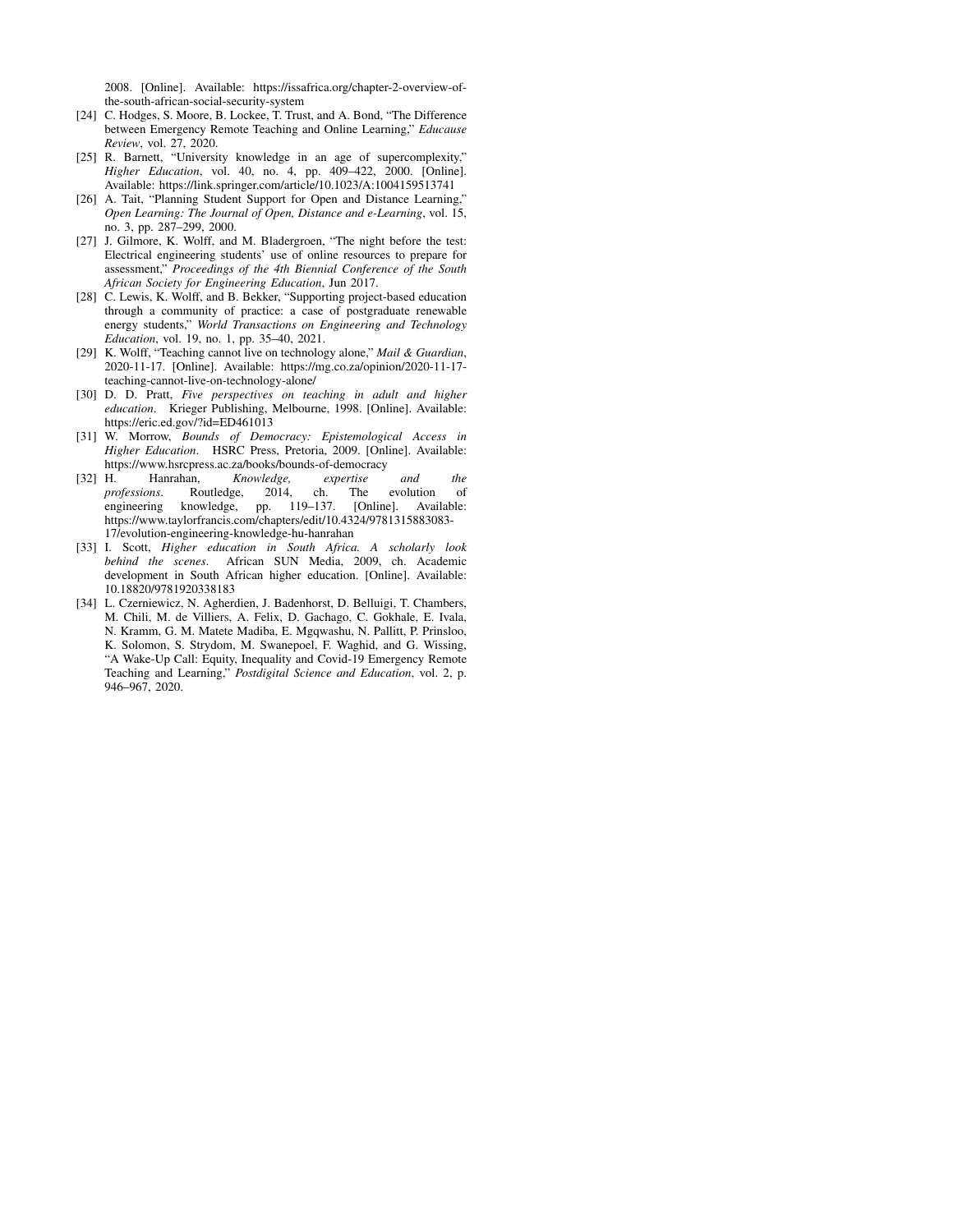2008. [Online]. Available: https://issafrica.org/chapter-2-overview-of-the-south-african-social-security-system

[24] C. Hodges, S. Moore, B. Lockee, T. Trust, and A. Bond, "The Difference between Emergency Remote Teaching and Online Learning," *Educause Review*, vol. 27, 2020.

[25] R. Barnett, "University knowledge in an age of supercomplexity," *Higher Education*, vol. 40, no. 4, pp. 409–422, 2000. [Online]. Available: https://link.springer.com/article/10.1023/A:1004159513741

[26] A. Tait, "Planning Student Support for Open and Distance Learning," *Open Learning: The Journal of Open, Distance and e-Learning*, vol. 15, no. 3, pp. 287–299, 2000.

[27] J. Gilmore, K. Wolff, and M. Bladergroen, "The night before the test: Electrical engineering students' use of online resources to prepare for assessment," *Proceedings of the 4th Biennial Conference of the South African Society for Engineering Education*, Jun 2017.

[28] C. Lewis, K. Wolff, and B. Bekker, "Supporting project-based education through a community of practice: a case of postgraduate renewable energy students," *World Transactions on Engineering and Technology Education*, vol. 19, no. 1, pp. 35–40, 2021.

[29] K. Wolff, "Teaching cannot live on technology alone," *Mail & Guardian*, 2020-11-17. [Online]. Available: https://mg.co.za/opinion/2020-11-17-teaching-cannot-live-on-technology-alone/

[30] D. D. Pratt, *Five perspectives on teaching in adult and higher education*. Krieger Publishing, Melbourne, 1998. [Online]. Available: https://eric.ed.gov/?id=ED461013

[31] W. Morrow, *Bounds of Democracy: Epistemological Access in Higher Education*. HSRC Press, Pretoria, 2009. [Online]. Available: https://www.hsrcpress.ac.za/books/bounds-of-democracy

[32] H. Hanrahan, *Knowledge, expertise and the professions*. Routledge, 2014, ch. The evolution of engineering knowledge, pp. 119–137. [Online]. Available: https://www.taylorfrancis.com/chapters/edit/10.4324/9781315883083-17/evolution-engineering-knowledge-hu-hanrahan

[33] I. Scott, *Higher education in South Africa. A scholarly look behind the scenes*. African SUN Media, 2009, ch. Academic development in South African higher education. [Online]. Available: 10.18820/9781920338183

[34] L. Czerniewicz, N. Agherdien, J. Badenhorst, D. Belluigi, T. Chambers, M. Chili, M. de Villiers, A. Felix, D. Gachago, C. Gokhale, E. Ivala, N. Kramm, G. M. Matete Madiba, E. Mgqwashu, N. Pallitt, P. Prinsloo, K. Solomon, S. Strydom, M. Swanepoel, F. Waghid, and G. Wissing, "A Wake-Up Call: Equity, Inequality and Covid-19 Emergency Remote Teaching and Learning," *Postdigital Science and Education*, vol. 2, p. 946–967, 2020.